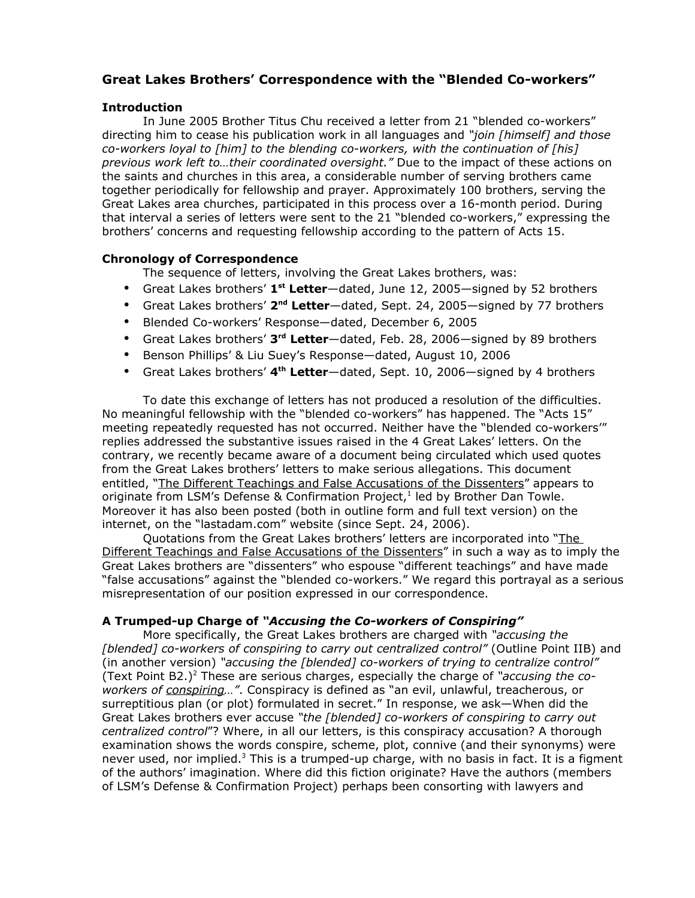## Great Lakes Brothers' Correspondence with the "Blended Co-workers"

### Introduction

In June 2005 Brother Titus Chu received a letter from 21 "blended co-workers" directing him to cease his publication work in all languages and *"join [himself] and those co-workers loyal to [him] to the blending co-workers, with the continuation of [his] previous work left to…their coordinated oversight."* Due to the impact of these actions on the saints and churches in this area, a considerable number of serving brothers came together periodically for fellowship and prayer. Approximately 100 brothers, serving the Great Lakes area churches, participated in this process over a 16-month period. During that interval a series of letters were sent to the 21 "blended co-workers," expressing the brothers' concerns and requesting fellowship according to the pattern of Acts 15.

### Chronology of Correspondence

The sequence of letters, involving the Great Lakes brothers, was:

- Great Lakes brothers' **1st Letter**—dated, June 12, 2005—signed by 52 brothers
- Great Lakes brothers' **2nd Letter**—dated, Sept. 24, 2005—signed by 77 brothers
- Blended Co-workers' Response—dated, December 6, 2005
- Great Lakes brothers' **3rd Letter**—dated, Feb. 28, 2006—signed by 89 brothers
- Benson Phillips' & Liu Suey's Response—dated, August 10, 2006
- Great Lakes brothers' **4th Letter**—dated, Sept. 10, 2006—signed by 4 brothers

To date this exchange of letters has not produced a resolution of the difficulties. No meaningful fellowship with the "blended co-workers" has happened. The "Acts 15" meeting repeatedly requested has not occurred. Neither have the "blended co-workers'" replies addressed the substantive issues raised in the 4 Great Lakes' letters. On the contrary, we recently became aware of a document being circulated which used quotes from the Great Lakes brothers' letters to make serious allegations. This document entitled, "The Different Teachings and False Accusations of the Dissenters" appears to originate from LSM's Defense & Confirmation Project,[1] led by Brother Dan Towle. Moreover it has also been posted (both in outline form and full text version) on the internet, on the "lastadam.com" website (since Sept. 24, 2006).

Quotations from the Great Lakes brothers' letters are incorporated into "The Different Teachings and False Accusations of the Dissenters" in such a way as to imply the Great Lakes brothers are "dissenters" who espouse "different teachings" and have made "false accusations" against the "blended co-workers." We regard this portrayal as a serious misrepresentation of our position expressed in our correspondence.

### A Trumped-up Charge of "*Accusing the Co-workers of Conspiring*"

More specifically, the Great Lakes brothers are charged with *"accusing the [blended] co-workers of conspiring to carry out centralized control"* (Outline Point IIB) and (in another version) *"accusing the [blended] co-workers of trying to centralize control"* (Text Point B2.)[2] These are serious charges, especially the charge of *"accusing the co-workers of conspiring…"*. Conspiracy is defined as "an evil, unlawful, treacherous, or surreptitious plan (or plot) formulated in secret." In response, we ask—When did the Great Lakes brothers ever accuse *"the [blended] co-workers of conspiring to carry out centralized control"*? Where, in all our letters, is this conspiracy accusation? A thorough examination shows the words conspire, scheme, plot, connive (and their synonyms) were never used, nor implied.[3] This is a trumped-up charge, with no basis in fact. It is a figment of the authors' imagination. Where did this fiction originate? Have the authors (members of LSM's Defense & Confirmation Project) perhaps been consorting with lawyers and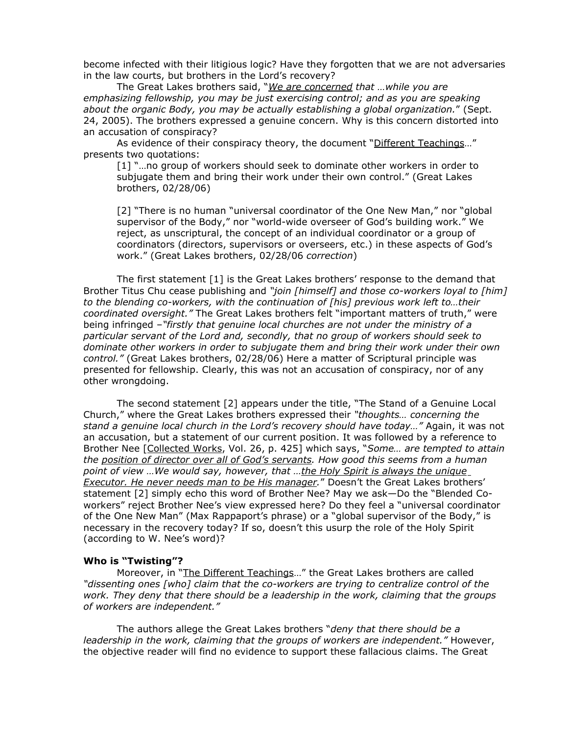become infected with their litigious logic? Have they forgotten that we are not adversaries in the law courts, but brothers in the Lord's recovery?

The Great Lakes brothers said, "*We are concerned that …while you are emphasizing fellowship, you may be just exercising control; and as you are speaking about the organic Body, you may be actually establishing a global organization.*" (Sept. 24, 2005). The brothers expressed a genuine concern. Why is this concern distorted into an accusation of conspiracy?

As evidence of their conspiracy theory, the document "Different Teachings…" presents two quotations:

> [1] "…no group of workers should seek to dominate other workers in order to subjugate them and bring their work under their own control." (Great Lakes brothers, 02/28/06)
>
> [2] "There is no human "universal coordinator of the One New Man," nor "global supervisor of the Body," nor "world-wide overseer of God's building work." We reject, as unscriptural, the concept of an individual coordinator or a group of coordinators (directors, supervisors or overseers, etc.) in these aspects of God's work." (Great Lakes brothers, 02/28/06 *correction*)

The first statement [1] is the Great Lakes brothers' response to the demand that Brother Titus Chu cease publishing and *"join [himself] and those co-workers loyal to [him] to the blending co-workers, with the continuation of [his] previous work left to…their coordinated oversight."* The Great Lakes brothers felt "important matters of truth," were being infringed –*"firstly that genuine local churches are not under the ministry of a particular servant of the Lord and, secondly, that no group of workers should seek to dominate other workers in order to subjugate them and bring their work under their own control."* (Great Lakes brothers, 02/28/06) Here a matter of Scriptural principle was presented for fellowship. Clearly, this was not an accusation of conspiracy, nor of any other wrongdoing.

The second statement [2] appears under the title, "The Stand of a Genuine Local Church," where the Great Lakes brothers expressed their *"thoughts… concerning the stand a genuine local church in the Lord's recovery should have today…"* Again, it was not an accusation, but a statement of our current position. It was followed by a reference to Brother Nee [Collected Works, Vol. 26, p. 425] which says, "*Some… are tempted to attain the position of director over all of God's servants. How good this seems from a human point of view …We would say, however, that …the Holy Spirit is always the unique Executor. He never needs man to be His manager.*" Doesn't the Great Lakes brothers' statement [2] simply echo this word of Brother Nee? May we ask—Do the "Blended Co-workers" reject Brother Nee's view expressed here? Do they feel a "universal coordinator of the One New Man" (Max Rappaport's phrase) or a "global supervisor of the Body," is necessary in the recovery today? If so, doesn't this usurp the role of the Holy Spirit (according to W. Nee's word)?

**Who is "Twisting"?**

Moreover, in "The Different Teachings…" the Great Lakes brothers are called *"dissenting ones [who] claim that the co-workers are trying to centralize control of the work. They deny that there should be a leadership in the work, claiming that the groups of workers are independent."*

The authors allege the Great Lakes brothers "*deny that there should be a leadership in the work, claiming that the groups of workers are independent."* However, the objective reader will find no evidence to support these fallacious claims. The Great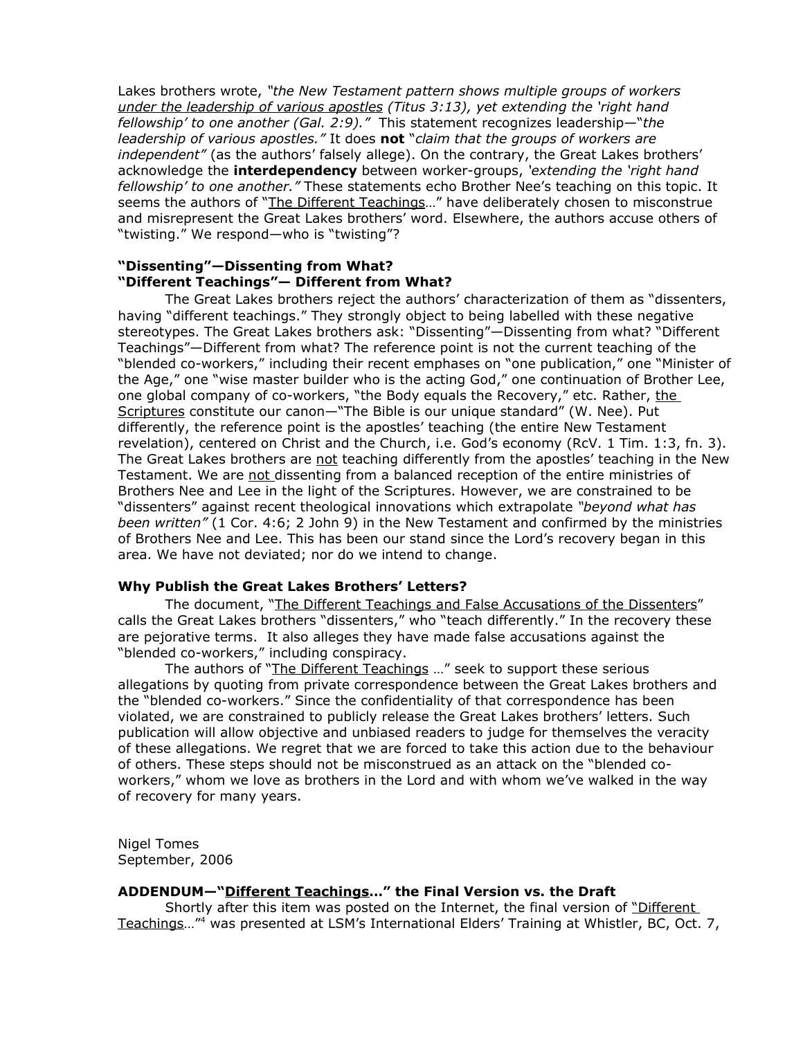Lakes brothers wrote, *"the New Testament pattern shows multiple groups of workers under the leadership of various apostles (Titus 3:13), yet extending the 'right hand fellowship' to one another (Gal. 2:9)."* This statement recognizes leadership—"*the leadership of various apostles."* It does **not** "*claim that the groups of workers are independent"* (as the authors' falsely allege). On the contrary, the Great Lakes brothers' acknowledge the **interdependency** between worker-groups, *'extending the 'right hand fellowship' to one another."* These statements echo Brother Nee's teaching on this topic. It seems the authors of "The Different Teachings…" have deliberately chosen to misconstrue and misrepresent the Great Lakes brothers' word. Elsewhere, the authors accuse others of "twisting." We respond—who is "twisting"?

**"Dissenting"—Dissenting from What?**
**"Different Teachings"— Different from What?**

The Great Lakes brothers reject the authors' characterization of them as "dissenters, having "different teachings." They strongly object to being labelled with these negative stereotypes. The Great Lakes brothers ask: "Dissenting"—Dissenting from what? "Different Teachings"—Different from what? The reference point is not the current teaching of the "blended co-workers," including their recent emphases on "one publication," one "Minister of the Age," one "wise master builder who is the acting God," one continuation of Brother Lee, one global company of co-workers, "the Body equals the Recovery," etc. Rather, the Scriptures constitute our canon—"The Bible is our unique standard" (W. Nee). Put differently, the reference point is the apostles' teaching (the entire New Testament revelation), centered on Christ and the Church, i.e. God's economy (RcV. 1 Tim. 1:3, fn. 3). The Great Lakes brothers are not teaching differently from the apostles' teaching in the New Testament. We are not dissenting from a balanced reception of the entire ministries of Brothers Nee and Lee in the light of the Scriptures. However, we are constrained to be "dissenters" against recent theological innovations which extrapolate *"beyond what has been written"* (1 Cor. 4:6; 2 John 9) in the New Testament and confirmed by the ministries of Brothers Nee and Lee. This has been our stand since the Lord's recovery began in this area. We have not deviated; nor do we intend to change.

**Why Publish the Great Lakes Brothers' Letters?**

The document, "The Different Teachings and False Accusations of the Dissenters" calls the Great Lakes brothers "dissenters," who "teach differently." In the recovery these are pejorative terms. It also alleges they have made false accusations against the "blended co-workers," including conspiracy.

The authors of "The Different Teachings …" seek to support these serious allegations by quoting from private correspondence between the Great Lakes brothers and the "blended co-workers." Since the confidentiality of that correspondence has been violated, we are constrained to publicly release the Great Lakes brothers' letters. Such publication will allow objective and unbiased readers to judge for themselves the veracity of these allegations. We regret that we are forced to take this action due to the behaviour of others. These steps should not be misconstrued as an attack on the "blended co-workers," whom we love as brothers in the Lord and with whom we've walked in the way of recovery for many years.

Nigel Tomes
September, 2006

**ADDENDUM—"Different Teachings..." the Final Version vs. the Draft**

Shortly after this item was posted on the Internet, the final version of "Different Teachings…"[4] was presented at LSM's International Elders' Training at Whistler, BC, Oct. 7,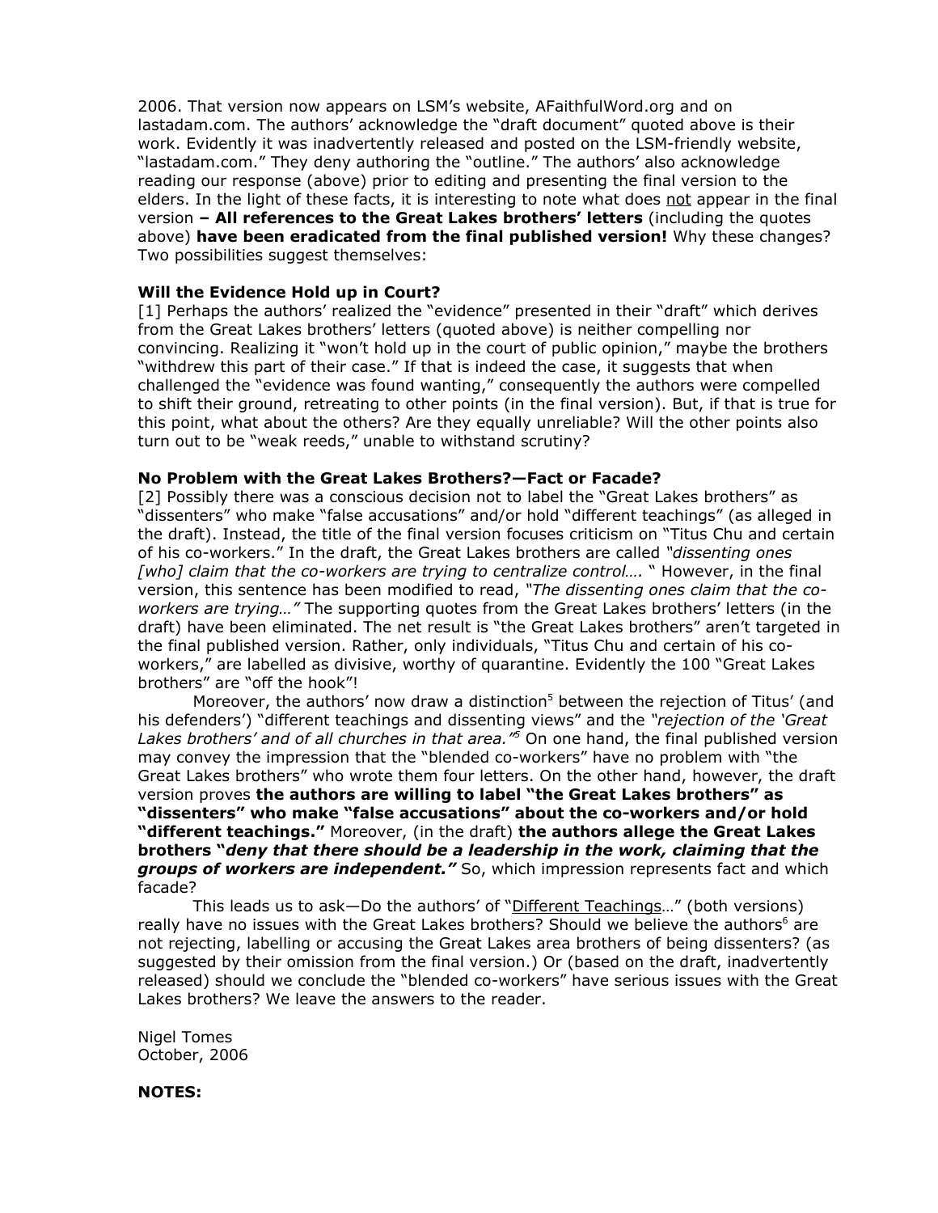2006. That version now appears on LSM's website, AFaithfulWord.org and on lastadam.com. The authors' acknowledge the "draft document" quoted above is their work. Evidently it was inadvertently released and posted on the LSM-friendly website, "lastadam.com." They deny authoring the "outline." The authors' also acknowledge reading our response (above) prior to editing and presenting the final version to the elders. In the light of these facts, it is interesting to note what does not appear in the final version **– All references to the Great Lakes brothers' letters** (including the quotes above) **have been eradicated from the final published version!** Why these changes? Two possibilities suggest themselves:

**Will the Evidence Hold up in Court?**

[1] Perhaps the authors' realized the "evidence" presented in their "draft" which derives from the Great Lakes brothers' letters (quoted above) is neither compelling nor convincing. Realizing it "won't hold up in the court of public opinion," maybe the brothers "withdrew this part of their case." If that is indeed the case, it suggests that when challenged the "evidence was found wanting," consequently the authors were compelled to shift their ground, retreating to other points (in the final version). But, if that is true for this point, what about the others? Are they equally unreliable? Will the other points also turn out to be "weak reeds," unable to withstand scrutiny?

**No Problem with the Great Lakes Brothers?—Fact or Facade?**

[2] Possibly there was a conscious decision not to label the "Great Lakes brothers" as "dissenters" who make "false accusations" and/or hold "different teachings" (as alleged in the draft). Instead, the title of the final version focuses criticism on "Titus Chu and certain of his co-workers." In the draft, the Great Lakes brothers are called *"dissenting ones [who] claim that the co-workers are trying to centralize control…. "* However, in the final version, this sentence has been modified to read, *"The dissenting ones claim that the co-workers are trying…"* The supporting quotes from the Great Lakes brothers' letters (in the draft) have been eliminated. The net result is "the Great Lakes brothers" aren't targeted in the final published version. Rather, only individuals, "Titus Chu and certain of his co-workers," are labelled as divisive, worthy of quarantine. Evidently the 100 "Great Lakes brothers" are "off the hook"!

Moreover, the authors' now draw a distinction[5] between the rejection of Titus' (and his defenders') "different teachings and dissenting views" and the *"rejection of the 'Great Lakes brothers' and of all churches in that area."*[5] On one hand, the final published version may convey the impression that the "blended co-workers" have no problem with "the Great Lakes brothers" who wrote them four letters. On the other hand, however, the draft version proves **the authors are willing to label "the Great Lakes brothers" as "dissenters" who make "false accusations" about the co-workers and/or hold "different teachings."** Moreover, (in the draft) **the authors allege the Great Lakes brothers "*deny that there should be a leadership in the work, claiming that the groups of workers are independent.*"** So, which impression represents fact and which facade?

This leads us to ask—Do the authors' of "Different Teachings…" (both versions) really have no issues with the Great Lakes brothers? Should we believe the authors[6] are not rejecting, labelling or accusing the Great Lakes area brothers of being dissenters? (as suggested by their omission from the final version.) Or (based on the draft, inadvertently released) should we conclude the "blended co-workers" have serious issues with the Great Lakes brothers? We leave the answers to the reader.

Nigel Tomes
October, 2006

**NOTES:**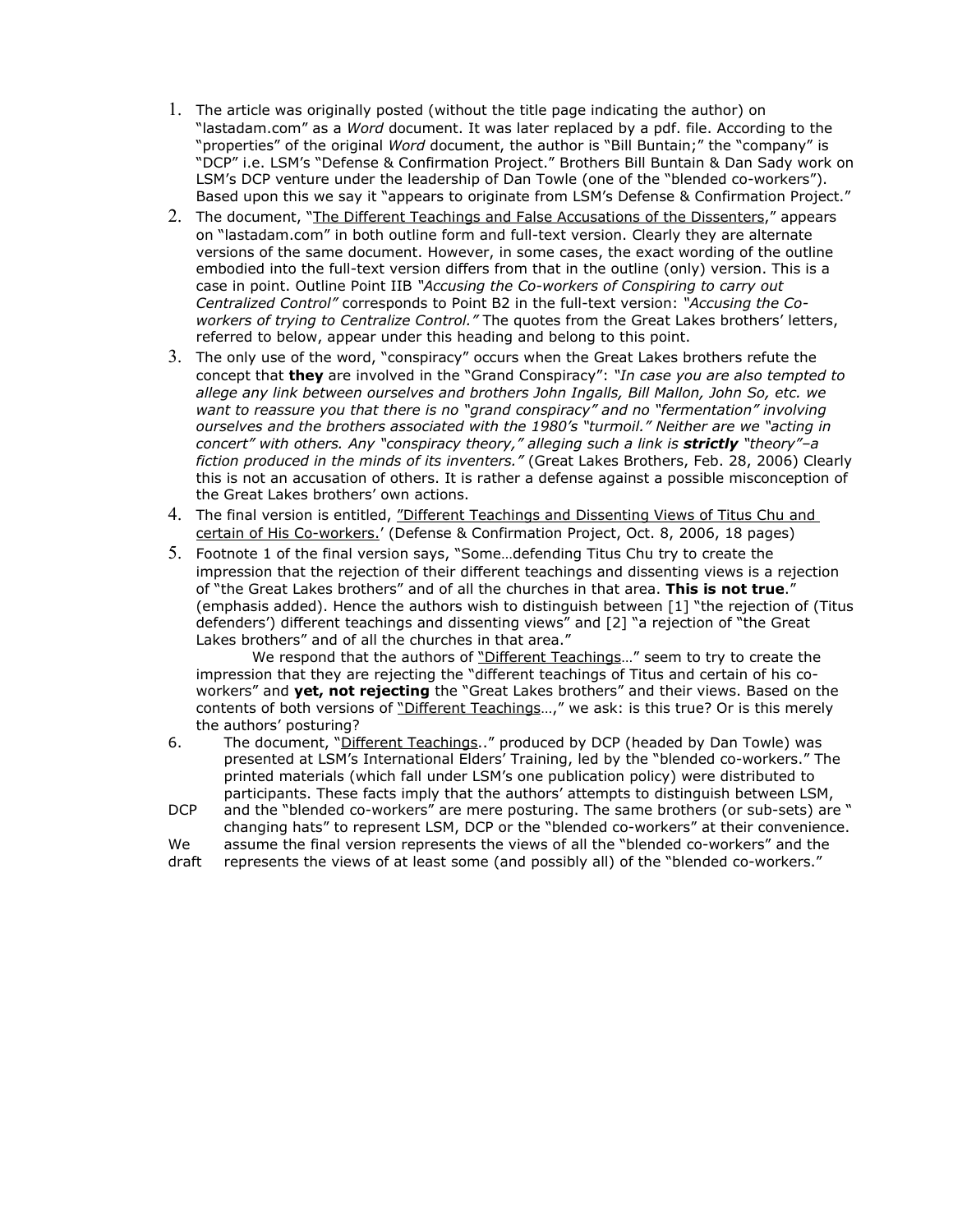1. The article was originally posted (without the title page indicating the author) on "lastadam.com" as a *Word* document. It was later replaced by a pdf. file. According to the "properties" of the original *Word* document, the author is "Bill Buntain;" the "company" is "DCP" i.e. LSM's "Defense & Confirmation Project." Brothers Bill Buntain & Dan Sady work on LSM's DCP venture under the leadership of Dan Towle (one of the "blended co-workers"). Based upon this we say it "appears to originate from LSM's Defense & Confirmation Project."
2. The document, "The Different Teachings and False Accusations of the Dissenters," appears on "lastadam.com" in both outline form and full-text version. Clearly they are alternate versions of the same document. However, in some cases, the exact wording of the outline embodied into the full-text version differs from that in the outline (only) version. This is a case in point. Outline Point IIB *"Accusing the Co-workers of Conspiring to carry out Centralized Control"* corresponds to Point B2 in the full-text version: *"Accusing the Co-workers of trying to Centralize Control."* The quotes from the Great Lakes brothers' letters, referred to below, appear under this heading and belong to this point.
3. The only use of the word, "conspiracy" occurs when the Great Lakes brothers refute the concept that **they** are involved in the "Grand Conspiracy": *"In case you are also tempted to allege any link between ourselves and brothers John Ingalls, Bill Mallon, John So, etc. we want to reassure you that there is no "grand conspiracy" and no "fermentation" involving ourselves and the brothers associated with the 1980's "turmoil." Neither are we "acting in concert" with others. Any "conspiracy theory," alleging such a link is* ***strictly*** *"theory"–a fiction produced in the minds of its inventers."* (Great Lakes Brothers, Feb. 28, 2006) Clearly this is not an accusation of others. It is rather a defense against a possible misconception of the Great Lakes brothers' own actions.
4. The final version is entitled, "Different Teachings and Dissenting Views of Titus Chu and certain of His Co-workers.' (Defense & Confirmation Project, Oct. 8, 2006, 18 pages)
5. Footnote 1 of the final version says, "Some…defending Titus Chu try to create the impression that the rejection of their different teachings and dissenting views is a rejection of "the Great Lakes brothers" and of all the churches in that area. **This is not true**." (emphasis added). Hence the authors wish to distinguish between [1] "the rejection of (Titus defenders') different teachings and dissenting views" and [2] "a rejection of "the Great Lakes brothers" and of all the churches in that area."

   We respond that the authors of "Different Teachings…" seem to try to create the impression that they are rejecting the "different teachings of Titus and certain of his co-workers" and **yet, not rejecting** the "Great Lakes brothers" and their views. Based on the contents of both versions of "Different Teachings…," we ask: is this true? Or is this merely the authors' posturing?
6. The document, "Different Teachings.." produced by DCP (headed by Dan Towle) was presented at LSM's International Elders' Training, led by the "blended co-workers." The printed materials (which fall under LSM's one publication policy) were distributed to participants. These facts imply that the authors' attempts to distinguish between LSM, DCP and the "blended co-workers" are mere posturing. The same brothers (or sub-sets) are " changing hats" to represent LSM, DCP or the "blended co-workers" at their convenience. We assume the final version represents the views of all the "blended co-workers" and the draft represents the views of at least some (and possibly all) of the "blended co-workers."